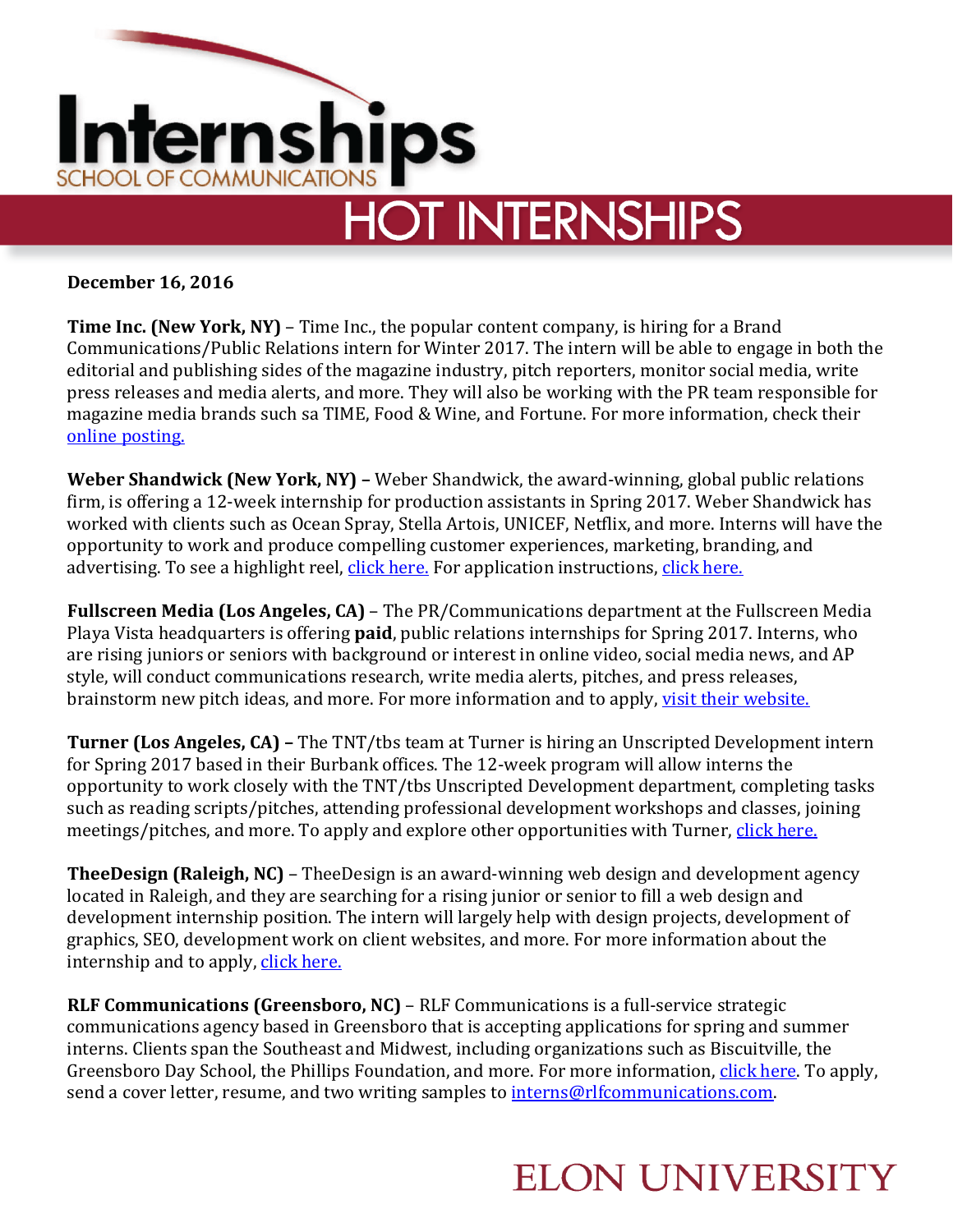# Internships

SCHOOL OF COMMUNICATIONS

## HOT INTERNSHIPS

**December 16, 2016**

**Time Inc. (New York, NY)** – Time Inc., the popular content company, is hiring for a Brand Communications/Public Relations intern for Winter 2017. The intern will be able to engage in both the editorial and publishing sides of the magazine industry, pitch reporters, monitor social media, write press releases and media alerts, and more. They will also be working with the PR team responsible for magazine media brands such sa TIME, Food & Wine, and Fortune. For more information, check their online posting.

**Weber Shandwick (New York, NY) –** Weber Shandwick, the award-winning, global public relations firm, is offering a 12-week internship for production assistants in Spring 2017. Weber Shandwick has worked with clients such as Ocean Spray, Stella Artois, UNICEF, Netflix, and more. Interns will have the opportunity to work and produce compelling customer experiences, marketing, branding, and advertising. To see a highlight reel, click here. For application instructions, click here.

**Fullscreen Media (Los Angeles, CA)** – The PR/Communications department at the Fullscreen Media Playa Vista headquarters is offering **paid**, public relations internships for Spring 2017. Interns, who are rising juniors or seniors with background or interest in online video, social media news, and AP style, will conduct communications research, write media alerts, pitches, and press releases, brainstorm new pitch ideas, and more. For more information and to apply, visit their website.

**Turner (Los Angeles, CA) –** The TNT/tbs team at Turner is hiring an Unscripted Development intern for Spring 2017 based in their Burbank offices. The 12-week program will allow interns the opportunity to work closely with the TNT/tbs Unscripted Development department, completing tasks such as reading scripts/pitches, attending professional development workshops and classes, joining meetings/pitches, and more. To apply and explore other opportunities with Turner, click here.

**TheeDesign (Raleigh, NC)** – TheeDesign is an award-winning web design and development agency located in Raleigh, and they are searching for a rising junior or senior to fill a web design and development internship position. The intern will largely help with design projects, development of graphics, SEO, development work on client websites, and more. For more information about the internship and to apply, click here.

**RLF Communications (Greensboro, NC)** – RLF Communications is a full-service strategic communications agency based in Greensboro that is accepting applications for spring and summer interns. Clients span the Southeast and Midwest, including organizations such as Biscuitville, the Greensboro Day School, the Phillips Foundation, and more. For more information, click here. To apply, send a cover letter, resume, and two writing samples to interns@rlfcommunications.com.

ELON UNIVERSITY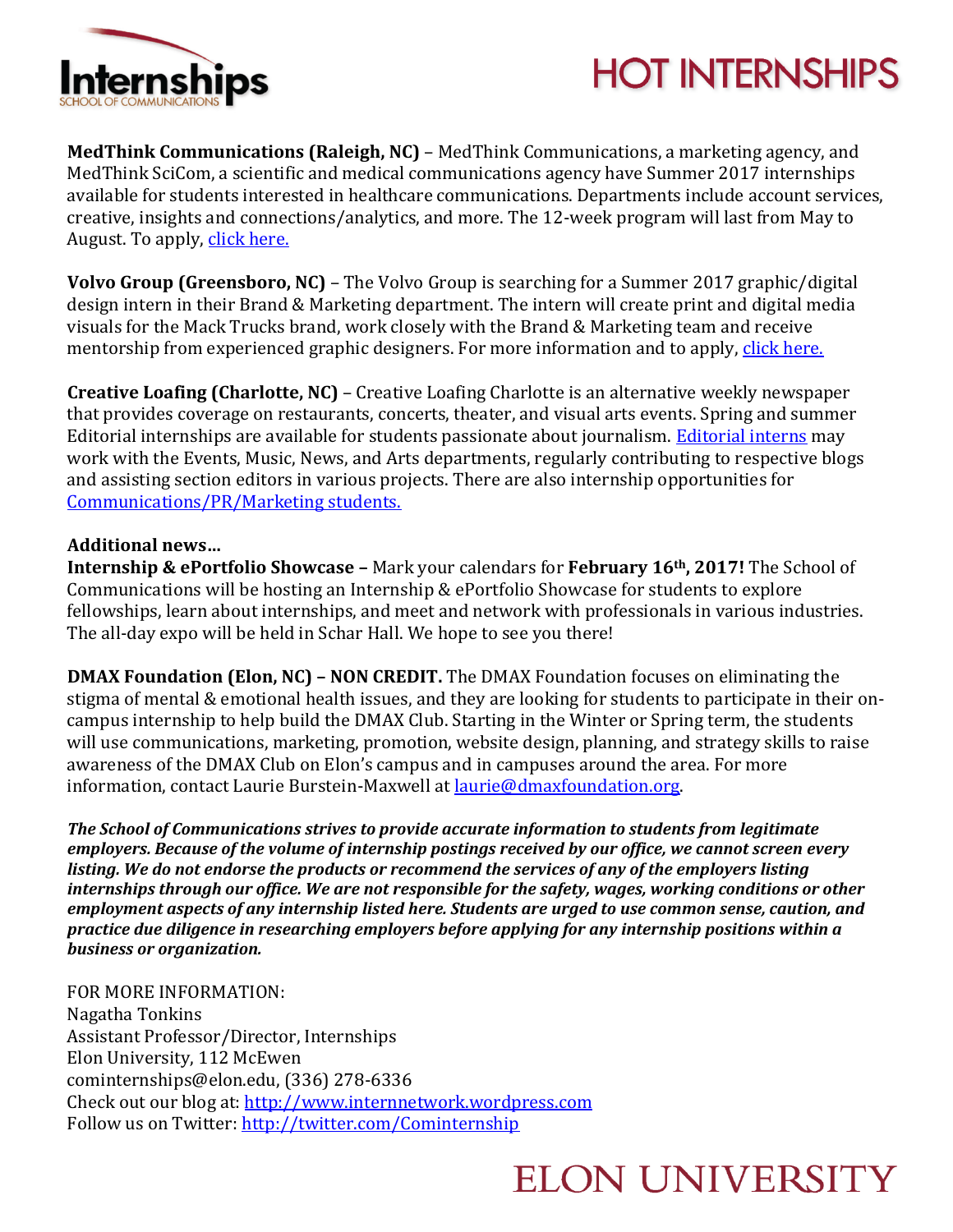**MedThink Communications (Raleigh, NC)** – MedThink Communications, a marketing agency, and MedThink SciCom, a scientific and medical communications agency have Summer 2017 internships available for students interested in healthcare communications. Departments include account services, creative, insights and connections/analytics, and more. The 12-week program will last from May to August. To apply, click here.

**Volvo Group (Greensboro, NC)** – The Volvo Group is searching for a Summer 2017 graphic/digital design intern in their Brand & Marketing department. The intern will create print and digital media visuals for the Mack Trucks brand, work closely with the Brand & Marketing team and receive mentorship from experienced graphic designers. For more information and to apply, click here.

**Creative Loafing (Charlotte, NC)** – Creative Loafing Charlotte is an alternative weekly newspaper that provides coverage on restaurants, concerts, theater, and visual arts events. Spring and summer Editorial internships are available for students passionate about journalism. Editorial interns may work with the Events, Music, News, and Arts departments, regularly contributing to respective blogs and assisting section editors in various projects. There are also internship opportunities for Communications/PR/Marketing students.

**Additional news…**

**Internship & ePortfolio Showcase –** Mark your calendars for **February 16th, 2017!** The School of Communications will be hosting an Internship & ePortfolio Showcase for students to explore fellowships, learn about internships, and meet and network with professionals in various industries. The all-day expo will be held in Schar Hall. We hope to see you there!

**DMAX Foundation (Elon, NC) – NON CREDIT.** The DMAX Foundation focuses on eliminating the stigma of mental & emotional health issues, and they are looking for students to participate in their on-campus internship to help build the DMAX Club. Starting in the Winter or Spring term, the students will use communications, marketing, promotion, website design, planning, and strategy skills to raise awareness of the DMAX Club on Elon's campus and in campuses around the area. For more information, contact Laurie Burstein-Maxwell at laurie@dmaxfoundation.org.

***The School of Communications strives to provide accurate information to students from legitimate employers. Because of the volume of internship postings received by our office, we cannot screen every listing. We do not endorse the products or recommend the services of any of the employers listing internships through our office. We are not responsible for the safety, wages, working conditions or other employment aspects of any internship listed here. Students are urged to use common sense, caution, and practice due diligence in researching employers before applying for any internship positions within a business or organization.***

FOR MORE INFORMATION:
Nagatha Tonkins
Assistant Professor/Director, Internships
Elon University, 112 McEwen
cominternships@elon.edu, (336) 278-6336
Check out our blog at: http://www.internnetwork.wordpress.com
Follow us on Twitter: http://twitter.com/Cominternship